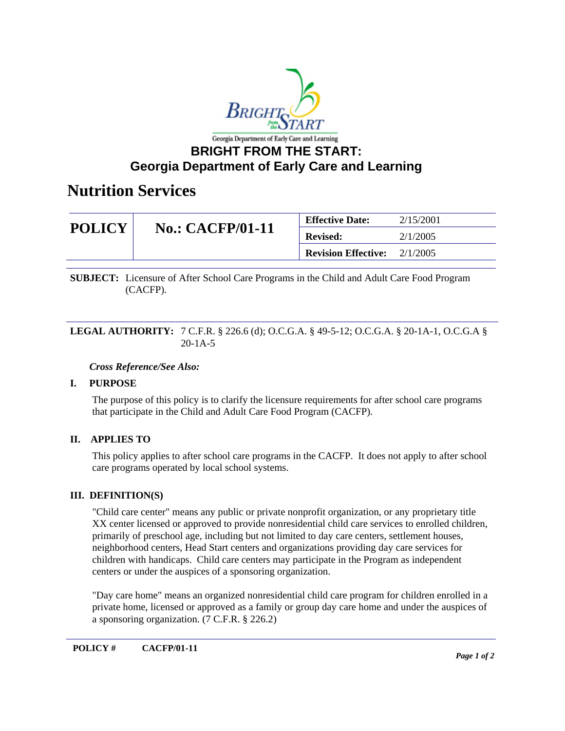# BRIGHT FROM THE START: Georgia Department of Early Care and Learning

## Nutrition Services

| POLICY | No.: CACFP/01-11 | Effective Date: | 2/15/2001 |
|---|---|---|---|
| | | **Revised:** | 2/1/2005 |
| | | **Revision Effective:** | 2/1/2005 |

**SUBJECT:** Licensure of After School Care Programs in the Child and Adult Care Food Program (CACFP).

**LEGAL AUTHORITY:** 7 C.F.R. § 226.6 (d); O.C.G.A. § 49-5-12; O.C.G.A. § 20-1A-1, O.C.G.A § 20-1A-5

***Cross Reference/See Also:***

**I. PURPOSE**

The purpose of this policy is to clarify the licensure requirements for after school care programs that participate in the Child and Adult Care Food Program (CACFP).

**II. APPLIES TO**

This policy applies to after school care programs in the CACFP. It does not apply to after school care programs operated by local school systems.

**III. DEFINITION(S)**

"Child care center" means any public or private nonprofit organization, or any proprietary title XX center licensed or approved to provide nonresidential child care services to enrolled children, primarily of preschool age, including but not limited to day care centers, settlement houses, neighborhood centers, Head Start centers and organizations providing day care services for children with handicaps. Child care centers may participate in the Program as independent centers or under the auspices of a sponsoring organization.

"Day care home" means an organized nonresidential child care program for children enrolled in a private home, licensed or approved as a family or group day care home and under the auspices of a sponsoring organization. (7 C.F.R. § 226.2)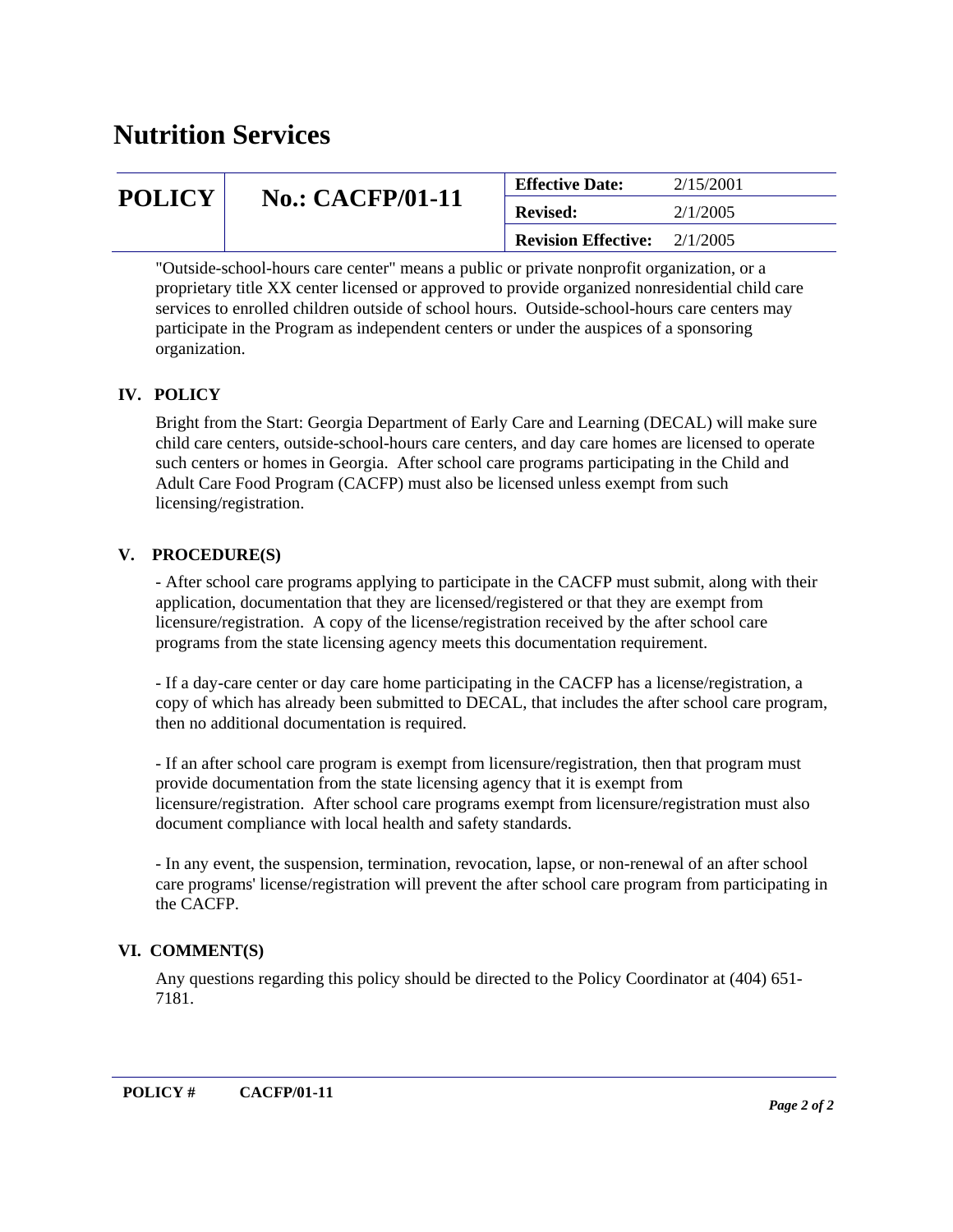# Nutrition Services

| POLICY | No.: CACFP/01-11 | Effective Date: | 2/15/2001 |
|---|---|---|---|
| | | Revised: | 2/1/2005 |
| | | Revision Effective: | 2/1/2005 |

"Outside-school-hours care center" means a public or private nonprofit organization, or a proprietary title XX center licensed or approved to provide organized nonresidential child care services to enrolled children outside of school hours. Outside-school-hours care centers may participate in the Program as independent centers or under the auspices of a sponsoring organization.

## IV. POLICY

Bright from the Start: Georgia Department of Early Care and Learning (DECAL) will make sure child care centers, outside-school-hours care centers, and day care homes are licensed to operate such centers or homes in Georgia. After school care programs participating in the Child and Adult Care Food Program (CACFP) must also be licensed unless exempt from such licensing/registration.

## V. PROCEDURE(S)

- After school care programs applying to participate in the CACFP must submit, along with their application, documentation that they are licensed/registered or that they are exempt from licensure/registration. A copy of the license/registration received by the after school care programs from the state licensing agency meets this documentation requirement.

- If a day-care center or day care home participating in the CACFP has a license/registration, a copy of which has already been submitted to DECAL, that includes the after school care program, then no additional documentation is required.

- If an after school care program is exempt from licensure/registration, then that program must provide documentation from the state licensing agency that it is exempt from licensure/registration. After school care programs exempt from licensure/registration must also document compliance with local health and safety standards.

- In any event, the suspension, termination, revocation, lapse, or non-renewal of an after school care programs' license/registration will prevent the after school care program from participating in the CACFP.

## VI. COMMENT(S)

Any questions regarding this policy should be directed to the Policy Coordinator at (404) 651-7181.